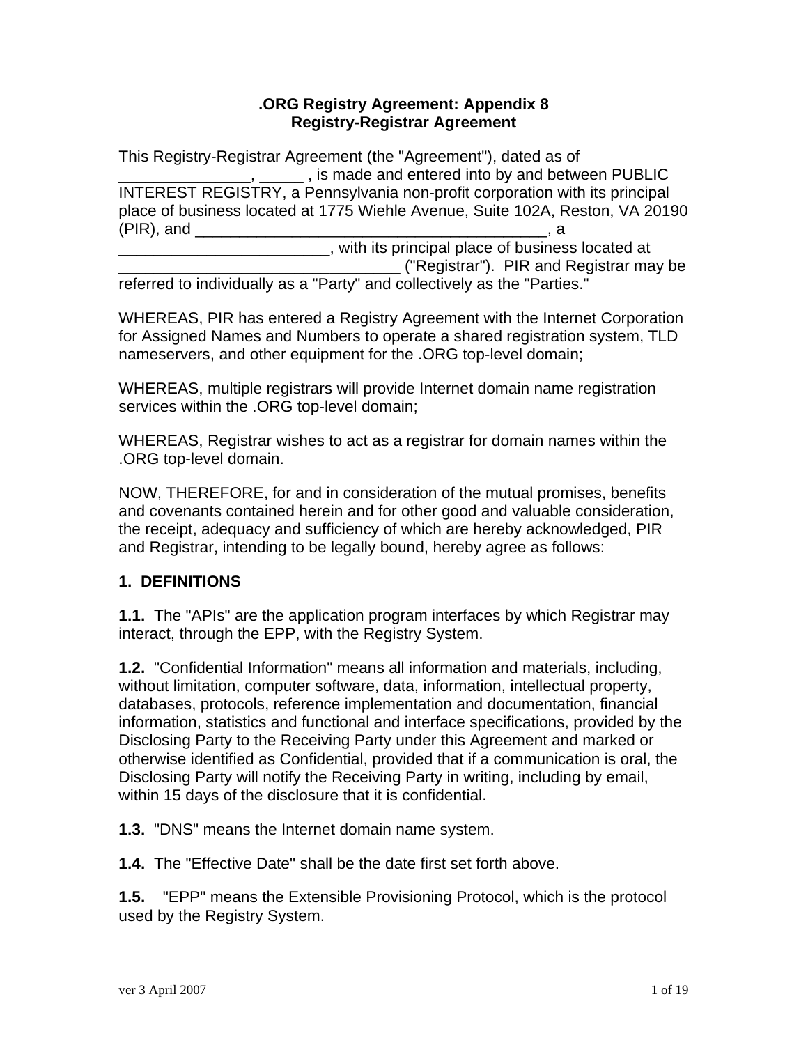**.ORG Registry Agreement: Appendix 8**
**Registry-Registrar Agreement**

This Registry-Registrar Agreement (the "Agreement"), dated as of _______________, _____ , is made and entered into by and between PUBLIC INTEREST REGISTRY, a Pennsylvania non-profit corporation with its principal place of business located at 1775 Wiehle Avenue, Suite 102A, Reston, VA 20190 (PIR), and _________________________________________, a _________________________, with its principal place of business located at _________________________________ ("Registrar"). PIR and Registrar may be referred to individually as a "Party" and collectively as the "Parties."

WHEREAS, PIR has entered a Registry Agreement with the Internet Corporation for Assigned Names and Numbers to operate a shared registration system, TLD nameservers, and other equipment for the .ORG top-level domain;

WHEREAS, multiple registrars will provide Internet domain name registration services within the .ORG top-level domain;

WHEREAS, Registrar wishes to act as a registrar for domain names within the .ORG top-level domain.

NOW, THEREFORE, for and in consideration of the mutual promises, benefits and covenants contained herein and for other good and valuable consideration, the receipt, adequacy and sufficiency of which are hereby acknowledged, PIR and Registrar, intending to be legally bound, hereby agree as follows:

## 1. DEFINITIONS

**1.1.** The "APIs" are the application program interfaces by which Registrar may interact, through the EPP, with the Registry System.

**1.2.** "Confidential Information" means all information and materials, including, without limitation, computer software, data, information, intellectual property, databases, protocols, reference implementation and documentation, financial information, statistics and functional and interface specifications, provided by the Disclosing Party to the Receiving Party under this Agreement and marked or otherwise identified as Confidential, provided that if a communication is oral, the Disclosing Party will notify the Receiving Party in writing, including by email, within 15 days of the disclosure that it is confidential.

**1.3.** "DNS" means the Internet domain name system.

**1.4.** The "Effective Date" shall be the date first set forth above.

**1.5.** "EPP" means the Extensible Provisioning Protocol, which is the protocol used by the Registry System.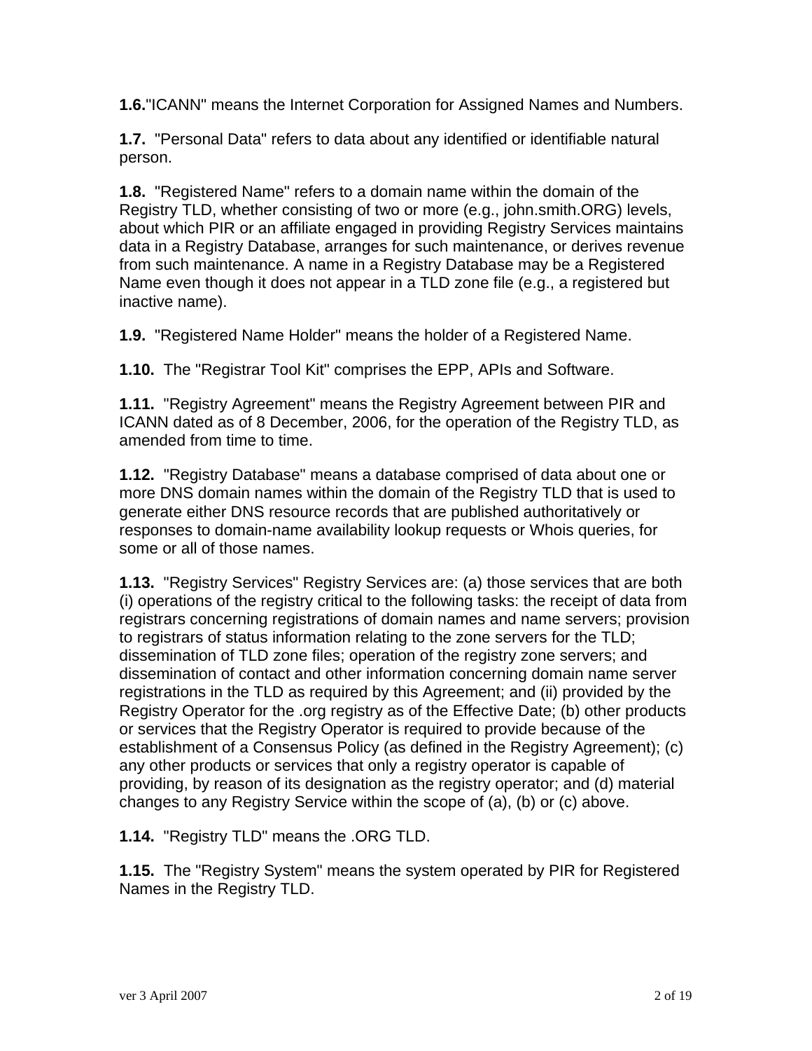**1.6.**"ICANN" means the Internet Corporation for Assigned Names and Numbers.

**1.7.** "Personal Data" refers to data about any identified or identifiable natural person.

**1.8.** "Registered Name" refers to a domain name within the domain of the Registry TLD, whether consisting of two or more (e.g., john.smith.ORG) levels, about which PIR or an affiliate engaged in providing Registry Services maintains data in a Registry Database, arranges for such maintenance, or derives revenue from such maintenance. A name in a Registry Database may be a Registered Name even though it does not appear in a TLD zone file (e.g., a registered but inactive name).

**1.9.** "Registered Name Holder" means the holder of a Registered Name.

**1.10.** The "Registrar Tool Kit" comprises the EPP, APIs and Software.

**1.11.** "Registry Agreement" means the Registry Agreement between PIR and ICANN dated as of 8 December, 2006, for the operation of the Registry TLD, as amended from time to time.

**1.12.** "Registry Database" means a database comprised of data about one or more DNS domain names within the domain of the Registry TLD that is used to generate either DNS resource records that are published authoritatively or responses to domain-name availability lookup requests or Whois queries, for some or all of those names.

**1.13.** "Registry Services" Registry Services are: (a) those services that are both (i) operations of the registry critical to the following tasks: the receipt of data from registrars concerning registrations of domain names and name servers; provision to registrars of status information relating to the zone servers for the TLD; dissemination of TLD zone files; operation of the registry zone servers; and dissemination of contact and other information concerning domain name server registrations in the TLD as required by this Agreement; and (ii) provided by the Registry Operator for the .org registry as of the Effective Date; (b) other products or services that the Registry Operator is required to provide because of the establishment of a Consensus Policy (as defined in the Registry Agreement); (c) any other products or services that only a registry operator is capable of providing, by reason of its designation as the registry operator; and (d) material changes to any Registry Service within the scope of (a), (b) or (c) above.

**1.14.** "Registry TLD" means the .ORG TLD.

**1.15.** The "Registry System" means the system operated by PIR for Registered Names in the Registry TLD.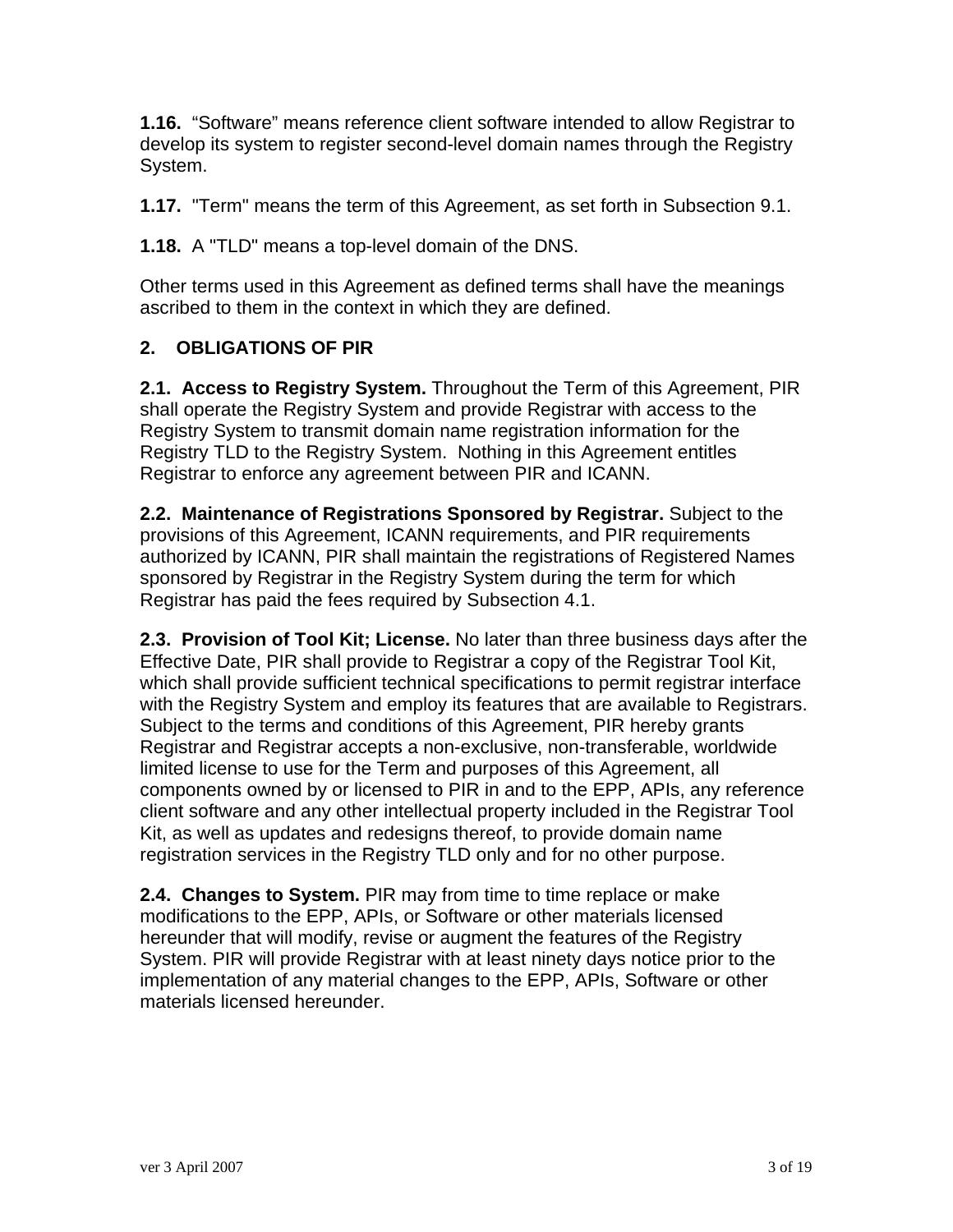**1.16.** “Software” means reference client software intended to allow Registrar to develop its system to register second-level domain names through the Registry System.

**1.17.** "Term" means the term of this Agreement, as set forth in Subsection 9.1.

**1.18.** A "TLD" means a top-level domain of the DNS.

Other terms used in this Agreement as defined terms shall have the meanings ascribed to them in the context in which they are defined.

## 2. OBLIGATIONS OF PIR

**2.1. Access to Registry System.** Throughout the Term of this Agreement, PIR shall operate the Registry System and provide Registrar with access to the Registry System to transmit domain name registration information for the Registry TLD to the Registry System. Nothing in this Agreement entitles Registrar to enforce any agreement between PIR and ICANN.

**2.2. Maintenance of Registrations Sponsored by Registrar.** Subject to the provisions of this Agreement, ICANN requirements, and PIR requirements authorized by ICANN, PIR shall maintain the registrations of Registered Names sponsored by Registrar in the Registry System during the term for which Registrar has paid the fees required by Subsection 4.1.

**2.3. Provision of Tool Kit; License.** No later than three business days after the Effective Date, PIR shall provide to Registrar a copy of the Registrar Tool Kit, which shall provide sufficient technical specifications to permit registrar interface with the Registry System and employ its features that are available to Registrars. Subject to the terms and conditions of this Agreement, PIR hereby grants Registrar and Registrar accepts a non-exclusive, non-transferable, worldwide limited license to use for the Term and purposes of this Agreement, all components owned by or licensed to PIR in and to the EPP, APIs, any reference client software and any other intellectual property included in the Registrar Tool Kit, as well as updates and redesigns thereof, to provide domain name registration services in the Registry TLD only and for no other purpose.

**2.4. Changes to System.** PIR may from time to time replace or make modifications to the EPP, APIs, or Software or other materials licensed hereunder that will modify, revise or augment the features of the Registry System. PIR will provide Registrar with at least ninety days notice prior to the implementation of any material changes to the EPP, APIs, Software or other materials licensed hereunder.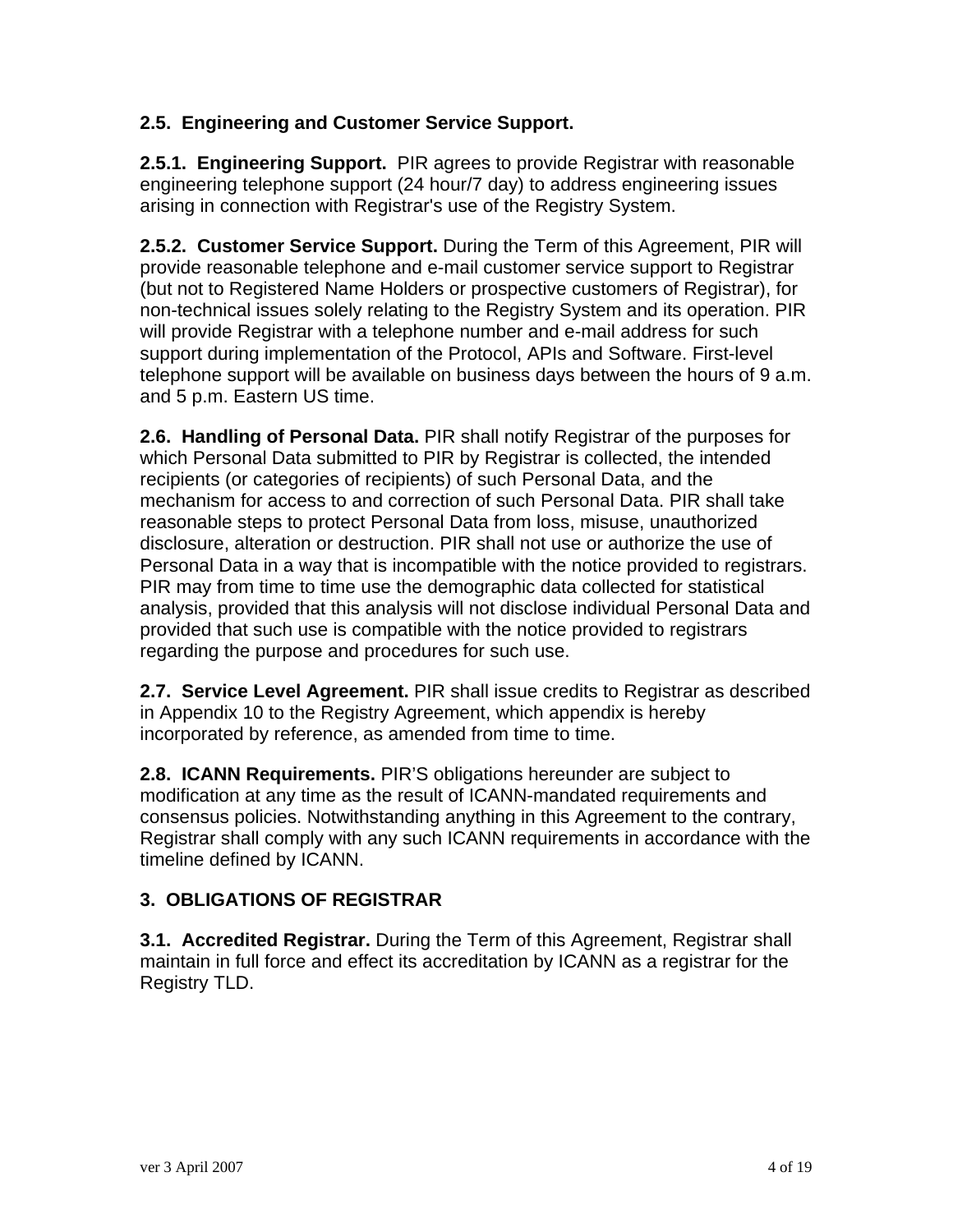### 2.5. Engineering and Customer Service Support.

**2.5.1. Engineering Support.** PIR agrees to provide Registrar with reasonable engineering telephone support (24 hour/7 day) to address engineering issues arising in connection with Registrar's use of the Registry System.

**2.5.2. Customer Service Support.** During the Term of this Agreement, PIR will provide reasonable telephone and e-mail customer service support to Registrar (but not to Registered Name Holders or prospective customers of Registrar), for non-technical issues solely relating to the Registry System and its operation. PIR will provide Registrar with a telephone number and e-mail address for such support during implementation of the Protocol, APIs and Software. First-level telephone support will be available on business days between the hours of 9 a.m. and 5 p.m. Eastern US time.

**2.6. Handling of Personal Data.** PIR shall notify Registrar of the purposes for which Personal Data submitted to PIR by Registrar is collected, the intended recipients (or categories of recipients) of such Personal Data, and the mechanism for access to and correction of such Personal Data. PIR shall take reasonable steps to protect Personal Data from loss, misuse, unauthorized disclosure, alteration or destruction. PIR shall not use or authorize the use of Personal Data in a way that is incompatible with the notice provided to registrars. PIR may from time to time use the demographic data collected for statistical analysis, provided that this analysis will not disclose individual Personal Data and provided that such use is compatible with the notice provided to registrars regarding the purpose and procedures for such use.

**2.7. Service Level Agreement.** PIR shall issue credits to Registrar as described in Appendix 10 to the Registry Agreement, which appendix is hereby incorporated by reference, as amended from time to time.

**2.8. ICANN Requirements.** PIR’S obligations hereunder are subject to modification at any time as the result of ICANN-mandated requirements and consensus policies. Notwithstanding anything in this Agreement to the contrary, Registrar shall comply with any such ICANN requirements in accordance with the timeline defined by ICANN.

## 3. OBLIGATIONS OF REGISTRAR

**3.1. Accredited Registrar.** During the Term of this Agreement, Registrar shall maintain in full force and effect its accreditation by ICANN as a registrar for the Registry TLD.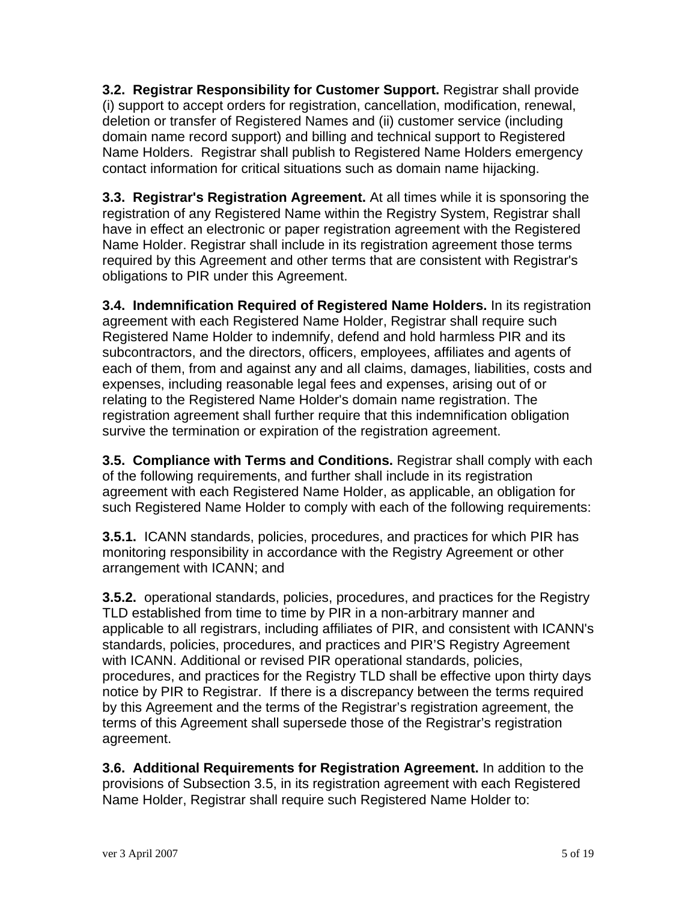**3.2. Registrar Responsibility for Customer Support.** Registrar shall provide (i) support to accept orders for registration, cancellation, modification, renewal, deletion or transfer of Registered Names and (ii) customer service (including domain name record support) and billing and technical support to Registered Name Holders. Registrar shall publish to Registered Name Holders emergency contact information for critical situations such as domain name hijacking.

**3.3. Registrar's Registration Agreement.** At all times while it is sponsoring the registration of any Registered Name within the Registry System, Registrar shall have in effect an electronic or paper registration agreement with the Registered Name Holder. Registrar shall include in its registration agreement those terms required by this Agreement and other terms that are consistent with Registrar's obligations to PIR under this Agreement.

**3.4. Indemnification Required of Registered Name Holders.** In its registration agreement with each Registered Name Holder, Registrar shall require such Registered Name Holder to indemnify, defend and hold harmless PIR and its subcontractors, and the directors, officers, employees, affiliates and agents of each of them, from and against any and all claims, damages, liabilities, costs and expenses, including reasonable legal fees and expenses, arising out of or relating to the Registered Name Holder's domain name registration. The registration agreement shall further require that this indemnification obligation survive the termination or expiration of the registration agreement.

**3.5. Compliance with Terms and Conditions.** Registrar shall comply with each of the following requirements, and further shall include in its registration agreement with each Registered Name Holder, as applicable, an obligation for such Registered Name Holder to comply with each of the following requirements:

**3.5.1.** ICANN standards, policies, procedures, and practices for which PIR has monitoring responsibility in accordance with the Registry Agreement or other arrangement with ICANN; and

**3.5.2.** operational standards, policies, procedures, and practices for the Registry TLD established from time to time by PIR in a non-arbitrary manner and applicable to all registrars, including affiliates of PIR, and consistent with ICANN's standards, policies, procedures, and practices and PIR'S Registry Agreement with ICANN. Additional or revised PIR operational standards, policies, procedures, and practices for the Registry TLD shall be effective upon thirty days notice by PIR to Registrar. If there is a discrepancy between the terms required by this Agreement and the terms of the Registrar's registration agreement, the terms of this Agreement shall supersede those of the Registrar's registration agreement.

**3.6. Additional Requirements for Registration Agreement.** In addition to the provisions of Subsection 3.5, in its registration agreement with each Registered Name Holder, Registrar shall require such Registered Name Holder to: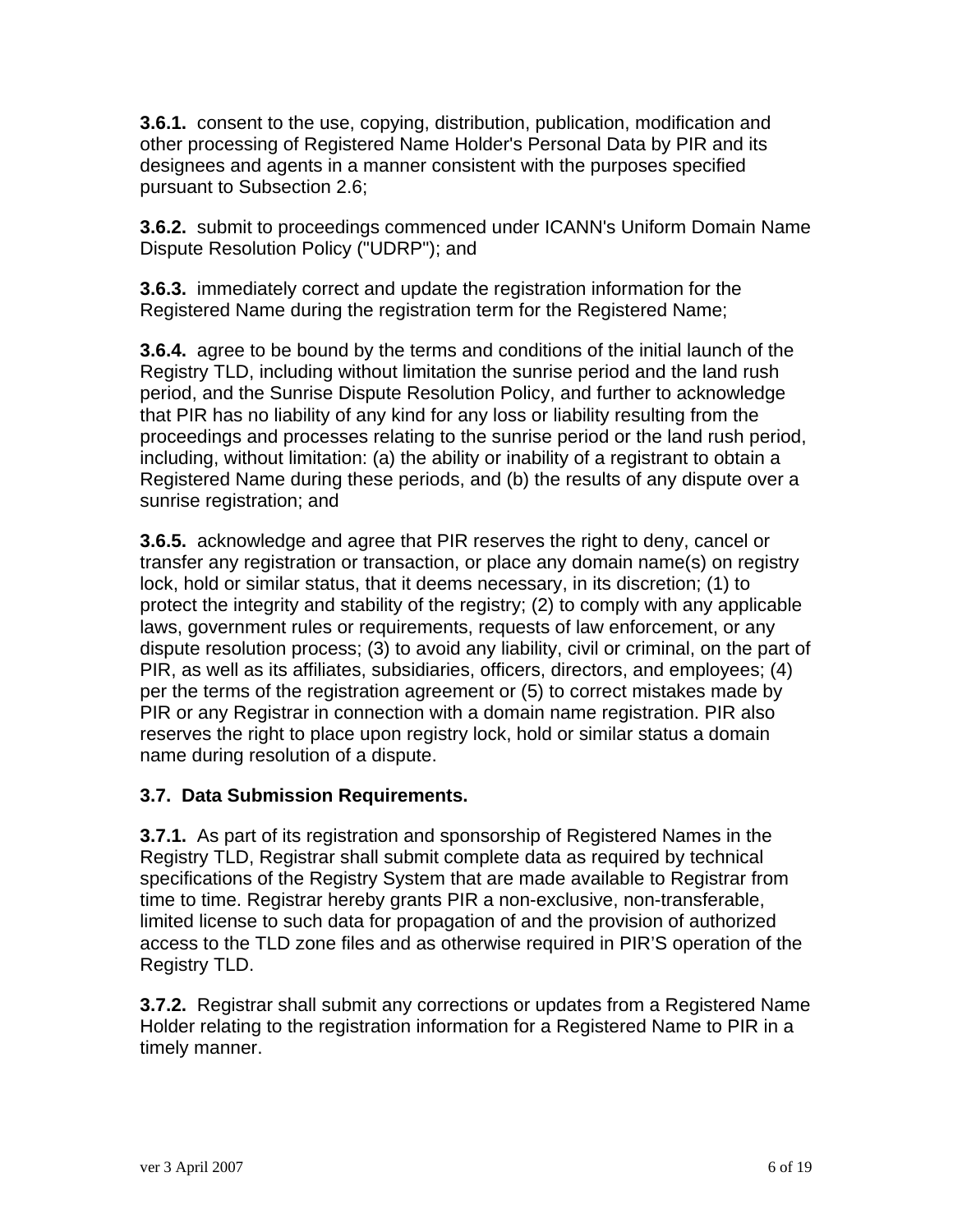**3.6.1.** consent to the use, copying, distribution, publication, modification and other processing of Registered Name Holder's Personal Data by PIR and its designees and agents in a manner consistent with the purposes specified pursuant to Subsection 2.6;

**3.6.2.** submit to proceedings commenced under ICANN's Uniform Domain Name Dispute Resolution Policy ("UDRP"); and

**3.6.3.** immediately correct and update the registration information for the Registered Name during the registration term for the Registered Name;

**3.6.4.** agree to be bound by the terms and conditions of the initial launch of the Registry TLD, including without limitation the sunrise period and the land rush period, and the Sunrise Dispute Resolution Policy, and further to acknowledge that PIR has no liability of any kind for any loss or liability resulting from the proceedings and processes relating to the sunrise period or the land rush period, including, without limitation: (a) the ability or inability of a registrant to obtain a Registered Name during these periods, and (b) the results of any dispute over a sunrise registration; and

**3.6.5.** acknowledge and agree that PIR reserves the right to deny, cancel or transfer any registration or transaction, or place any domain name(s) on registry lock, hold or similar status, that it deems necessary, in its discretion; (1) to protect the integrity and stability of the registry; (2) to comply with any applicable laws, government rules or requirements, requests of law enforcement, or any dispute resolution process; (3) to avoid any liability, civil or criminal, on the part of PIR, as well as its affiliates, subsidiaries, officers, directors, and employees; (4) per the terms of the registration agreement or (5) to correct mistakes made by PIR or any Registrar in connection with a domain name registration. PIR also reserves the right to place upon registry lock, hold or similar status a domain name during resolution of a dispute.

### 3.7. Data Submission Requirements.

**3.7.1.** As part of its registration and sponsorship of Registered Names in the Registry TLD, Registrar shall submit complete data as required by technical specifications of the Registry System that are made available to Registrar from time to time. Registrar hereby grants PIR a non-exclusive, non-transferable, limited license to such data for propagation of and the provision of authorized access to the TLD zone files and as otherwise required in PIR'S operation of the Registry TLD.

**3.7.2.** Registrar shall submit any corrections or updates from a Registered Name Holder relating to the registration information for a Registered Name to PIR in a timely manner.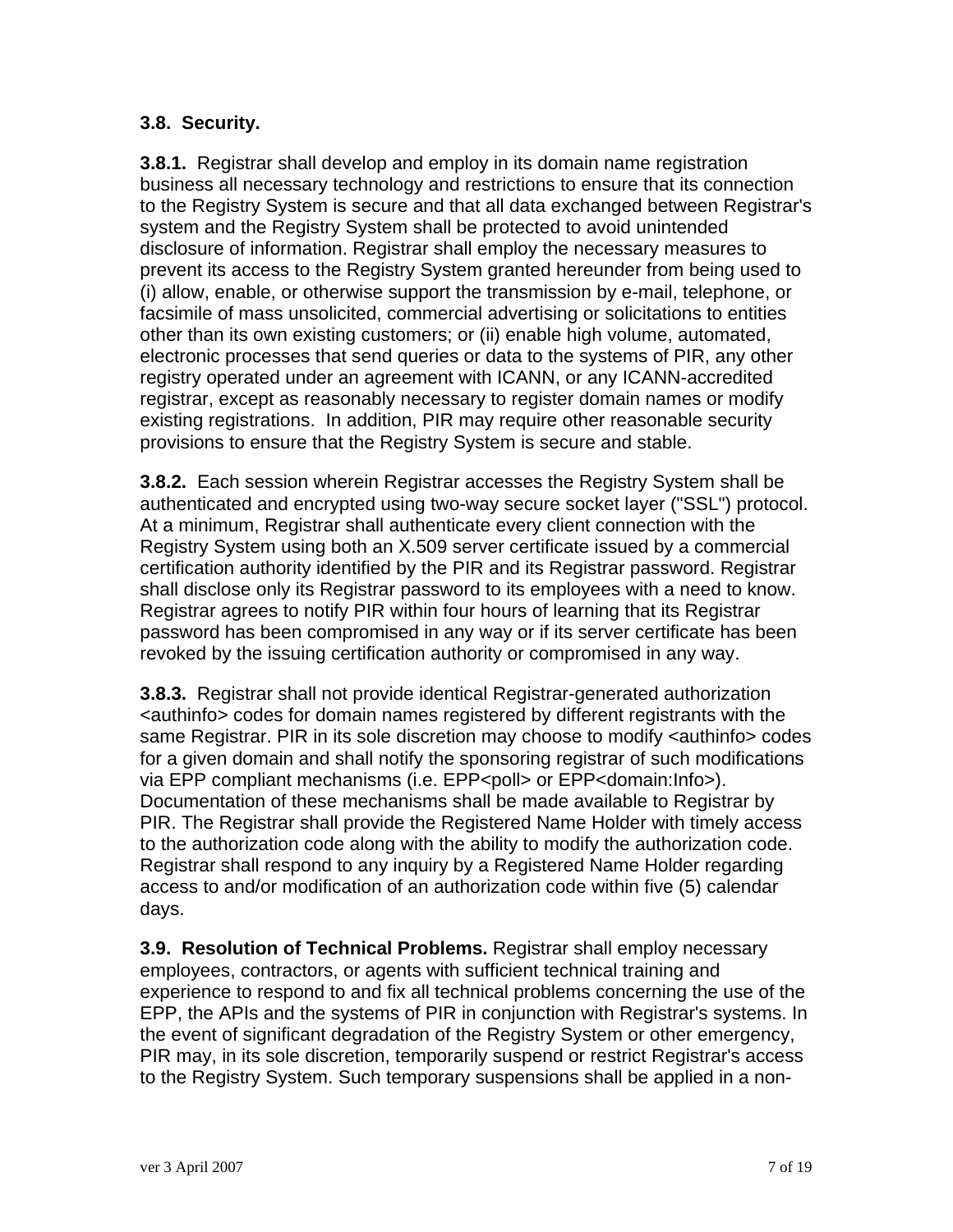**3.8. Security.**

**3.8.1.** Registrar shall develop and employ in its domain name registration business all necessary technology and restrictions to ensure that its connection to the Registry System is secure and that all data exchanged between Registrar's system and the Registry System shall be protected to avoid unintended disclosure of information. Registrar shall employ the necessary measures to prevent its access to the Registry System granted hereunder from being used to (i) allow, enable, or otherwise support the transmission by e-mail, telephone, or facsimile of mass unsolicited, commercial advertising or solicitations to entities other than its own existing customers; or (ii) enable high volume, automated, electronic processes that send queries or data to the systems of PIR, any other registry operated under an agreement with ICANN, or any ICANN-accredited registrar, except as reasonably necessary to register domain names or modify existing registrations. In addition, PIR may require other reasonable security provisions to ensure that the Registry System is secure and stable.

**3.8.2.** Each session wherein Registrar accesses the Registry System shall be authenticated and encrypted using two-way secure socket layer ("SSL") protocol. At a minimum, Registrar shall authenticate every client connection with the Registry System using both an X.509 server certificate issued by a commercial certification authority identified by the PIR and its Registrar password. Registrar shall disclose only its Registrar password to its employees with a need to know. Registrar agrees to notify PIR within four hours of learning that its Registrar password has been compromised in any way or if its server certificate has been revoked by the issuing certification authority or compromised in any way.

**3.8.3.** Registrar shall not provide identical Registrar-generated authorization <authinfo> codes for domain names registered by different registrants with the same Registrar. PIR in its sole discretion may choose to modify <authinfo> codes for a given domain and shall notify the sponsoring registrar of such modifications via EPP compliant mechanisms (i.e. EPP<poll> or EPP<domain:Info>). Documentation of these mechanisms shall be made available to Registrar by PIR. The Registrar shall provide the Registered Name Holder with timely access to the authorization code along with the ability to modify the authorization code. Registrar shall respond to any inquiry by a Registered Name Holder regarding access to and/or modification of an authorization code within five (5) calendar days.

**3.9. Resolution of Technical Problems.** Registrar shall employ necessary employees, contractors, or agents with sufficient technical training and experience to respond to and fix all technical problems concerning the use of the EPP, the APIs and the systems of PIR in conjunction with Registrar's systems. In the event of significant degradation of the Registry System or other emergency, PIR may, in its sole discretion, temporarily suspend or restrict Registrar's access to the Registry System. Such temporary suspensions shall be applied in a non-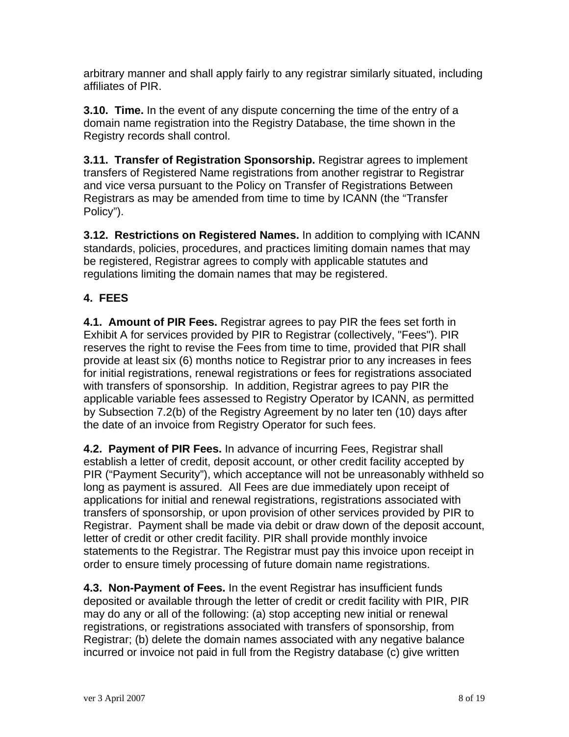arbitrary manner and shall apply fairly to any registrar similarly situated, including affiliates of PIR.

**3.10. Time.** In the event of any dispute concerning the time of the entry of a domain name registration into the Registry Database, the time shown in the Registry records shall control.

**3.11. Transfer of Registration Sponsorship.** Registrar agrees to implement transfers of Registered Name registrations from another registrar to Registrar and vice versa pursuant to the Policy on Transfer of Registrations Between Registrars as may be amended from time to time by ICANN (the "Transfer Policy").

**3.12. Restrictions on Registered Names.** In addition to complying with ICANN standards, policies, procedures, and practices limiting domain names that may be registered, Registrar agrees to comply with applicable statutes and regulations limiting the domain names that may be registered.

## 4. FEES

**4.1. Amount of PIR Fees.** Registrar agrees to pay PIR the fees set forth in Exhibit A for services provided by PIR to Registrar (collectively, "Fees"). PIR reserves the right to revise the Fees from time to time, provided that PIR shall provide at least six (6) months notice to Registrar prior to any increases in fees for initial registrations, renewal registrations or fees for registrations associated with transfers of sponsorship. In addition, Registrar agrees to pay PIR the applicable variable fees assessed to Registry Operator by ICANN, as permitted by Subsection 7.2(b) of the Registry Agreement by no later ten (10) days after the date of an invoice from Registry Operator for such fees.

**4.2. Payment of PIR Fees.** In advance of incurring Fees, Registrar shall establish a letter of credit, deposit account, or other credit facility accepted by PIR ("Payment Security"), which acceptance will not be unreasonably withheld so long as payment is assured. All Fees are due immediately upon receipt of applications for initial and renewal registrations, registrations associated with transfers of sponsorship, or upon provision of other services provided by PIR to Registrar. Payment shall be made via debit or draw down of the deposit account, letter of credit or other credit facility. PIR shall provide monthly invoice statements to the Registrar. The Registrar must pay this invoice upon receipt in order to ensure timely processing of future domain name registrations.

**4.3. Non-Payment of Fees.** In the event Registrar has insufficient funds deposited or available through the letter of credit or credit facility with PIR, PIR may do any or all of the following: (a) stop accepting new initial or renewal registrations, or registrations associated with transfers of sponsorship, from Registrar; (b) delete the domain names associated with any negative balance incurred or invoice not paid in full from the Registry database (c) give written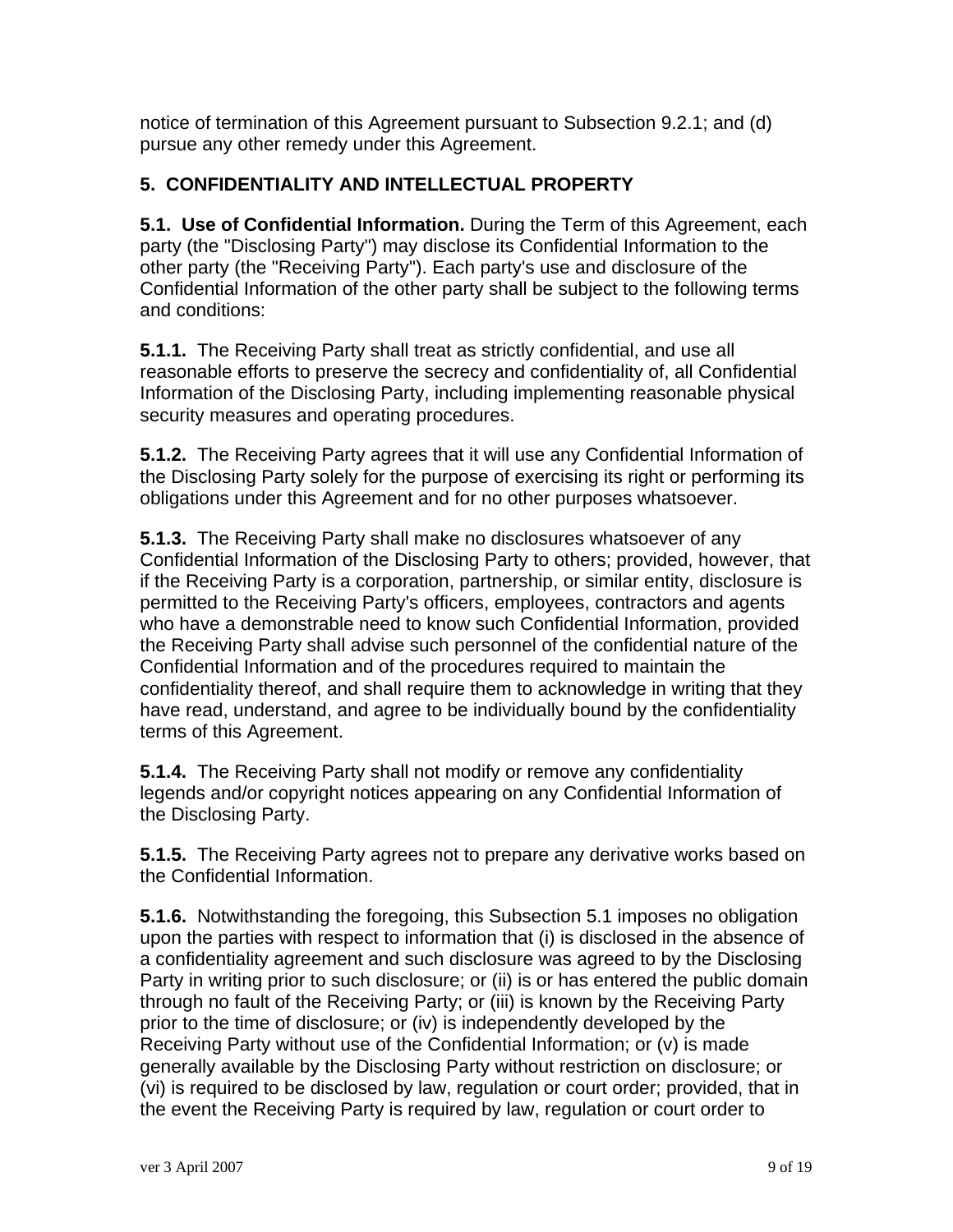notice of termination of this Agreement pursuant to Subsection 9.2.1; and (d) pursue any other remedy under this Agreement.

## 5. CONFIDENTIALITY AND INTELLECTUAL PROPERTY

**5.1. Use of Confidential Information.** During the Term of this Agreement, each party (the "Disclosing Party") may disclose its Confidential Information to the other party (the "Receiving Party"). Each party's use and disclosure of the Confidential Information of the other party shall be subject to the following terms and conditions:

**5.1.1.** The Receiving Party shall treat as strictly confidential, and use all reasonable efforts to preserve the secrecy and confidentiality of, all Confidential Information of the Disclosing Party, including implementing reasonable physical security measures and operating procedures.

**5.1.2.** The Receiving Party agrees that it will use any Confidential Information of the Disclosing Party solely for the purpose of exercising its right or performing its obligations under this Agreement and for no other purposes whatsoever.

**5.1.3.** The Receiving Party shall make no disclosures whatsoever of any Confidential Information of the Disclosing Party to others; provided, however, that if the Receiving Party is a corporation, partnership, or similar entity, disclosure is permitted to the Receiving Party's officers, employees, contractors and agents who have a demonstrable need to know such Confidential Information, provided the Receiving Party shall advise such personnel of the confidential nature of the Confidential Information and of the procedures required to maintain the confidentiality thereof, and shall require them to acknowledge in writing that they have read, understand, and agree to be individually bound by the confidentiality terms of this Agreement.

**5.1.4.** The Receiving Party shall not modify or remove any confidentiality legends and/or copyright notices appearing on any Confidential Information of the Disclosing Party.

**5.1.5.** The Receiving Party agrees not to prepare any derivative works based on the Confidential Information.

**5.1.6.** Notwithstanding the foregoing, this Subsection 5.1 imposes no obligation upon the parties with respect to information that (i) is disclosed in the absence of a confidentiality agreement and such disclosure was agreed to by the Disclosing Party in writing prior to such disclosure; or (ii) is or has entered the public domain through no fault of the Receiving Party; or (iii) is known by the Receiving Party prior to the time of disclosure; or (iv) is independently developed by the Receiving Party without use of the Confidential Information; or (v) is made generally available by the Disclosing Party without restriction on disclosure; or (vi) is required to be disclosed by law, regulation or court order; provided, that in the event the Receiving Party is required by law, regulation or court order to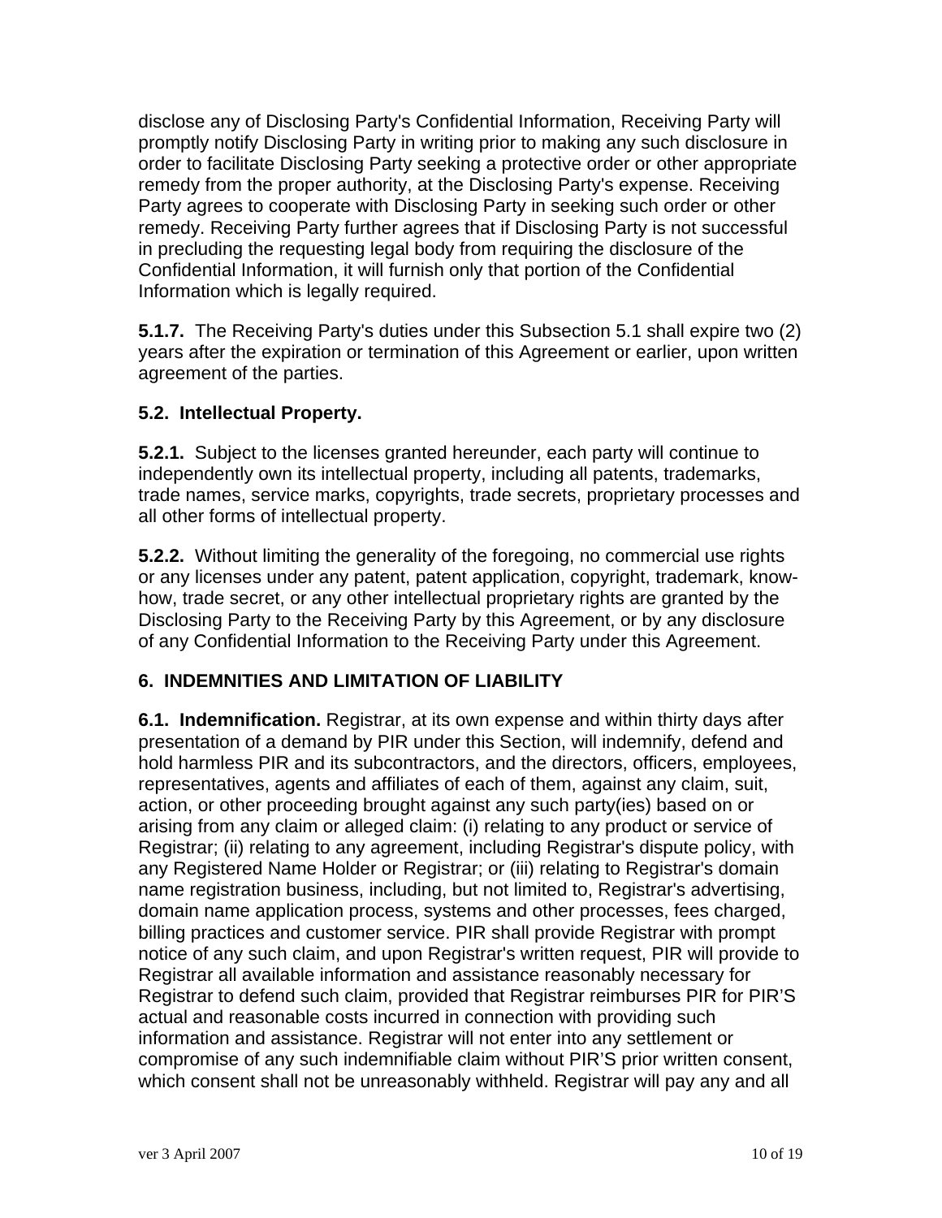disclose any of Disclosing Party's Confidential Information, Receiving Party will promptly notify Disclosing Party in writing prior to making any such disclosure in order to facilitate Disclosing Party seeking a protective order or other appropriate remedy from the proper authority, at the Disclosing Party's expense. Receiving Party agrees to cooperate with Disclosing Party in seeking such order or other remedy. Receiving Party further agrees that if Disclosing Party is not successful in precluding the requesting legal body from requiring the disclosure of the Confidential Information, it will furnish only that portion of the Confidential Information which is legally required.

**5.1.7.** The Receiving Party's duties under this Subsection 5.1 shall expire two (2) years after the expiration or termination of this Agreement or earlier, upon written agreement of the parties.

### 5.2. Intellectual Property.

**5.2.1.** Subject to the licenses granted hereunder, each party will continue to independently own its intellectual property, including all patents, trademarks, trade names, service marks, copyrights, trade secrets, proprietary processes and all other forms of intellectual property.

**5.2.2.** Without limiting the generality of the foregoing, no commercial use rights or any licenses under any patent, patent application, copyright, trademark, know-how, trade secret, or any other intellectual proprietary rights are granted by the Disclosing Party to the Receiving Party by this Agreement, or by any disclosure of any Confidential Information to the Receiving Party under this Agreement.

## 6. INDEMNITIES AND LIMITATION OF LIABILITY

**6.1. Indemnification.** Registrar, at its own expense and within thirty days after presentation of a demand by PIR under this Section, will indemnify, defend and hold harmless PIR and its subcontractors, and the directors, officers, employees, representatives, agents and affiliates of each of them, against any claim, suit, action, or other proceeding brought against any such party(ies) based on or arising from any claim or alleged claim: (i) relating to any product or service of Registrar; (ii) relating to any agreement, including Registrar's dispute policy, with any Registered Name Holder or Registrar; or (iii) relating to Registrar's domain name registration business, including, but not limited to, Registrar's advertising, domain name application process, systems and other processes, fees charged, billing practices and customer service. PIR shall provide Registrar with prompt notice of any such claim, and upon Registrar's written request, PIR will provide to Registrar all available information and assistance reasonably necessary for Registrar to defend such claim, provided that Registrar reimburses PIR for PIR'S actual and reasonable costs incurred in connection with providing such information and assistance. Registrar will not enter into any settlement or compromise of any such indemnifiable claim without PIR'S prior written consent, which consent shall not be unreasonably withheld. Registrar will pay any and all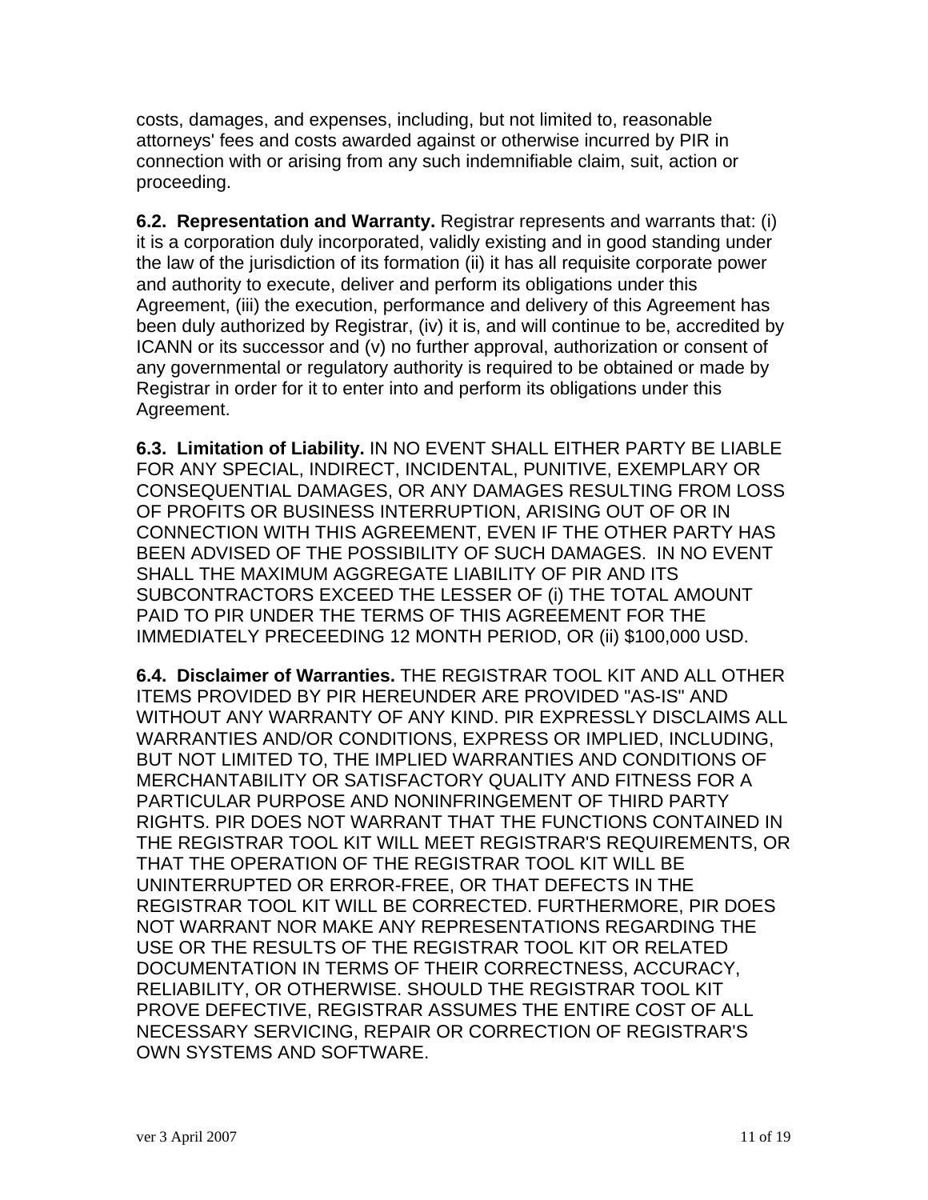costs, damages, and expenses, including, but not limited to, reasonable attorneys' fees and costs awarded against or otherwise incurred by PIR in connection with or arising from any such indemnifiable claim, suit, action or proceeding.

**6.2. Representation and Warranty.** Registrar represents and warrants that: (i) it is a corporation duly incorporated, validly existing and in good standing under the law of the jurisdiction of its formation (ii) it has all requisite corporate power and authority to execute, deliver and perform its obligations under this Agreement, (iii) the execution, performance and delivery of this Agreement has been duly authorized by Registrar, (iv) it is, and will continue to be, accredited by ICANN or its successor and (v) no further approval, authorization or consent of any governmental or regulatory authority is required to be obtained or made by Registrar in order for it to enter into and perform its obligations under this Agreement.

**6.3. Limitation of Liability.** IN NO EVENT SHALL EITHER PARTY BE LIABLE FOR ANY SPECIAL, INDIRECT, INCIDENTAL, PUNITIVE, EXEMPLARY OR CONSEQUENTIAL DAMAGES, OR ANY DAMAGES RESULTING FROM LOSS OF PROFITS OR BUSINESS INTERRUPTION, ARISING OUT OF OR IN CONNECTION WITH THIS AGREEMENT, EVEN IF THE OTHER PARTY HAS BEEN ADVISED OF THE POSSIBILITY OF SUCH DAMAGES. IN NO EVENT SHALL THE MAXIMUM AGGREGATE LIABILITY OF PIR AND ITS SUBCONTRACTORS EXCEED THE LESSER OF (i) THE TOTAL AMOUNT PAID TO PIR UNDER THE TERMS OF THIS AGREEMENT FOR THE IMMEDIATELY PRECEEDING 12 MONTH PERIOD, OR (ii) $100,000 USD.

**6.4. Disclaimer of Warranties.** THE REGISTRAR TOOL KIT AND ALL OTHER ITEMS PROVIDED BY PIR HEREUNDER ARE PROVIDED "AS-IS" AND WITHOUT ANY WARRANTY OF ANY KIND. PIR EXPRESSLY DISCLAIMS ALL WARRANTIES AND/OR CONDITIONS, EXPRESS OR IMPLIED, INCLUDING, BUT NOT LIMITED TO, THE IMPLIED WARRANTIES AND CONDITIONS OF MERCHANTABILITY OR SATISFACTORY QUALITY AND FITNESS FOR A PARTICULAR PURPOSE AND NONINFRINGEMENT OF THIRD PARTY RIGHTS. PIR DOES NOT WARRANT THAT THE FUNCTIONS CONTAINED IN THE REGISTRAR TOOL KIT WILL MEET REGISTRAR'S REQUIREMENTS, OR THAT THE OPERATION OF THE REGISTRAR TOOL KIT WILL BE UNINTERRUPTED OR ERROR-FREE, OR THAT DEFECTS IN THE REGISTRAR TOOL KIT WILL BE CORRECTED. FURTHERMORE, PIR DOES NOT WARRANT NOR MAKE ANY REPRESENTATIONS REGARDING THE USE OR THE RESULTS OF THE REGISTRAR TOOL KIT OR RELATED DOCUMENTATION IN TERMS OF THEIR CORRECTNESS, ACCURACY, RELIABILITY, OR OTHERWISE. SHOULD THE REGISTRAR TOOL KIT PROVE DEFECTIVE, REGISTRAR ASSUMES THE ENTIRE COST OF ALL NECESSARY SERVICING, REPAIR OR CORRECTION OF REGISTRAR'S OWN SYSTEMS AND SOFTWARE.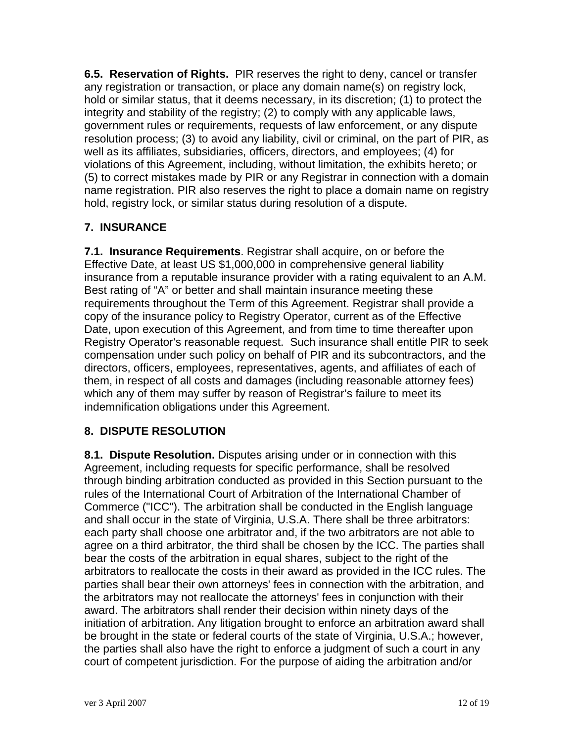**6.5. Reservation of Rights.** PIR reserves the right to deny, cancel or transfer any registration or transaction, or place any domain name(s) on registry lock, hold or similar status, that it deems necessary, in its discretion; (1) to protect the integrity and stability of the registry; (2) to comply with any applicable laws, government rules or requirements, requests of law enforcement, or any dispute resolution process; (3) to avoid any liability, civil or criminal, on the part of PIR, as well as its affiliates, subsidiaries, officers, directors, and employees; (4) for violations of this Agreement, including, without limitation, the exhibits hereto; or (5) to correct mistakes made by PIR or any Registrar in connection with a domain name registration. PIR also reserves the right to place a domain name on registry hold, registry lock, or similar status during resolution of a dispute.

## 7. INSURANCE

**7.1. Insurance Requirements**. Registrar shall acquire, on or before the Effective Date, at least US $1,000,000 in comprehensive general liability insurance from a reputable insurance provider with a rating equivalent to an A.M. Best rating of "A" or better and shall maintain insurance meeting these requirements throughout the Term of this Agreement. Registrar shall provide a copy of the insurance policy to Registry Operator, current as of the Effective Date, upon execution of this Agreement, and from time to time thereafter upon Registry Operator's reasonable request. Such insurance shall entitle PIR to seek compensation under such policy on behalf of PIR and its subcontractors, and the directors, officers, employees, representatives, agents, and affiliates of each of them, in respect of all costs and damages (including reasonable attorney fees) which any of them may suffer by reason of Registrar's failure to meet its indemnification obligations under this Agreement.

## 8. DISPUTE RESOLUTION

**8.1. Dispute Resolution.** Disputes arising under or in connection with this Agreement, including requests for specific performance, shall be resolved through binding arbitration conducted as provided in this Section pursuant to the rules of the International Court of Arbitration of the International Chamber of Commerce ("ICC"). The arbitration shall be conducted in the English language and shall occur in the state of Virginia, U.S.A. There shall be three arbitrators: each party shall choose one arbitrator and, if the two arbitrators are not able to agree on a third arbitrator, the third shall be chosen by the ICC. The parties shall bear the costs of the arbitration in equal shares, subject to the right of the arbitrators to reallocate the costs in their award as provided in the ICC rules. The parties shall bear their own attorneys' fees in connection with the arbitration, and the arbitrators may not reallocate the attorneys' fees in conjunction with their award. The arbitrators shall render their decision within ninety days of the initiation of arbitration. Any litigation brought to enforce an arbitration award shall be brought in the state or federal courts of the state of Virginia, U.S.A.; however, the parties shall also have the right to enforce a judgment of such a court in any court of competent jurisdiction. For the purpose of aiding the arbitration and/or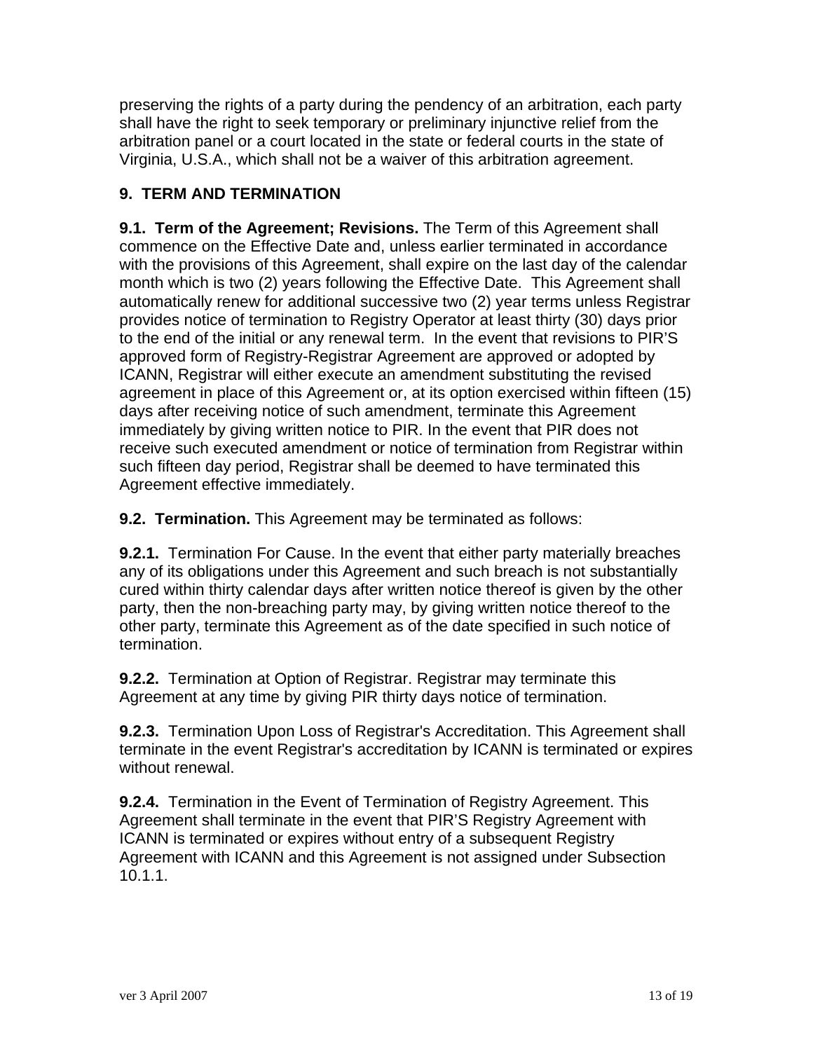preserving the rights of a party during the pendency of an arbitration, each party shall have the right to seek temporary or preliminary injunctive relief from the arbitration panel or a court located in the state or federal courts in the state of Virginia, U.S.A., which shall not be a waiver of this arbitration agreement.

## 9. TERM AND TERMINATION

**9.1. Term of the Agreement; Revisions.** The Term of this Agreement shall commence on the Effective Date and, unless earlier terminated in accordance with the provisions of this Agreement, shall expire on the last day of the calendar month which is two (2) years following the Effective Date. This Agreement shall automatically renew for additional successive two (2) year terms unless Registrar provides notice of termination to Registry Operator at least thirty (30) days prior to the end of the initial or any renewal term. In the event that revisions to PIR'S approved form of Registry-Registrar Agreement are approved or adopted by ICANN, Registrar will either execute an amendment substituting the revised agreement in place of this Agreement or, at its option exercised within fifteen (15) days after receiving notice of such amendment, terminate this Agreement immediately by giving written notice to PIR. In the event that PIR does not receive such executed amendment or notice of termination from Registrar within such fifteen day period, Registrar shall be deemed to have terminated this Agreement effective immediately.

**9.2. Termination.** This Agreement may be terminated as follows:

**9.2.1.** Termination For Cause. In the event that either party materially breaches any of its obligations under this Agreement and such breach is not substantially cured within thirty calendar days after written notice thereof is given by the other party, then the non-breaching party may, by giving written notice thereof to the other party, terminate this Agreement as of the date specified in such notice of termination.

**9.2.2.** Termination at Option of Registrar. Registrar may terminate this Agreement at any time by giving PIR thirty days notice of termination.

**9.2.3.** Termination Upon Loss of Registrar's Accreditation. This Agreement shall terminate in the event Registrar's accreditation by ICANN is terminated or expires without renewal.

**9.2.4.** Termination in the Event of Termination of Registry Agreement. This Agreement shall terminate in the event that PIR'S Registry Agreement with ICANN is terminated or expires without entry of a subsequent Registry Agreement with ICANN and this Agreement is not assigned under Subsection 10.1.1.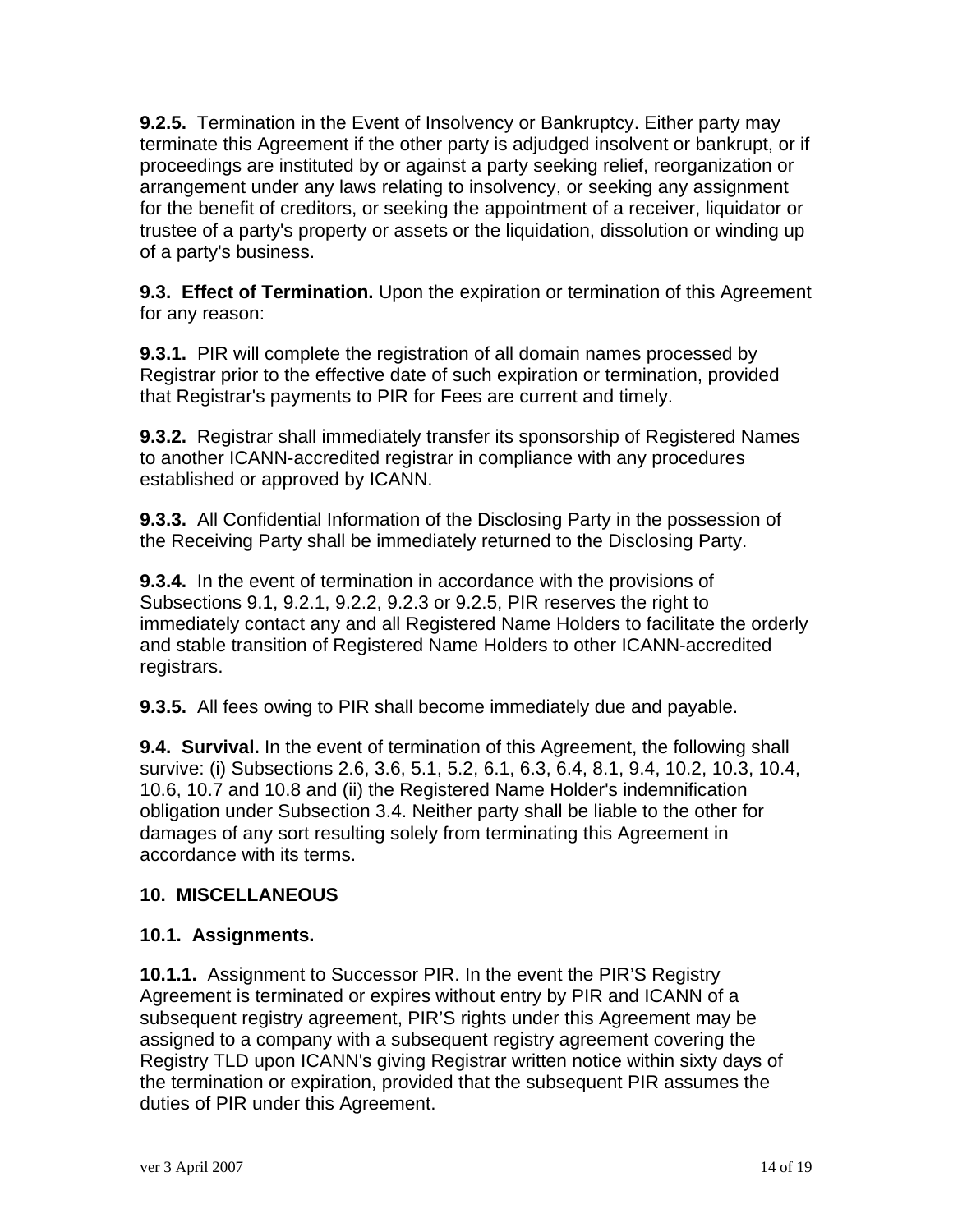**9.2.5.** Termination in the Event of Insolvency or Bankruptcy. Either party may terminate this Agreement if the other party is adjudged insolvent or bankrupt, or if proceedings are instituted by or against a party seeking relief, reorganization or arrangement under any laws relating to insolvency, or seeking any assignment for the benefit of creditors, or seeking the appointment of a receiver, liquidator or trustee of a party's property or assets or the liquidation, dissolution or winding up of a party's business.

**9.3. Effect of Termination.** Upon the expiration or termination of this Agreement for any reason:

**9.3.1.** PIR will complete the registration of all domain names processed by Registrar prior to the effective date of such expiration or termination, provided that Registrar's payments to PIR for Fees are current and timely.

**9.3.2.** Registrar shall immediately transfer its sponsorship of Registered Names to another ICANN-accredited registrar in compliance with any procedures established or approved by ICANN.

**9.3.3.** All Confidential Information of the Disclosing Party in the possession of the Receiving Party shall be immediately returned to the Disclosing Party.

**9.3.4.** In the event of termination in accordance with the provisions of Subsections 9.1, 9.2.1, 9.2.2, 9.2.3 or 9.2.5, PIR reserves the right to immediately contact any and all Registered Name Holders to facilitate the orderly and stable transition of Registered Name Holders to other ICANN-accredited registrars.

**9.3.5.** All fees owing to PIR shall become immediately due and payable.

**9.4. Survival.** In the event of termination of this Agreement, the following shall survive: (i) Subsections 2.6, 3.6, 5.1, 5.2, 6.1, 6.3, 6.4, 8.1, 9.4, 10.2, 10.3, 10.4, 10.6, 10.7 and 10.8 and (ii) the Registered Name Holder's indemnification obligation under Subsection 3.4. Neither party shall be liable to the other for damages of any sort resulting solely from terminating this Agreement in accordance with its terms.

## 10. MISCELLANEOUS

### 10.1. Assignments.

**10.1.1.** Assignment to Successor PIR. In the event the PIR'S Registry Agreement is terminated or expires without entry by PIR and ICANN of a subsequent registry agreement, PIR'S rights under this Agreement may be assigned to a company with a subsequent registry agreement covering the Registry TLD upon ICANN's giving Registrar written notice within sixty days of the termination or expiration, provided that the subsequent PIR assumes the duties of PIR under this Agreement.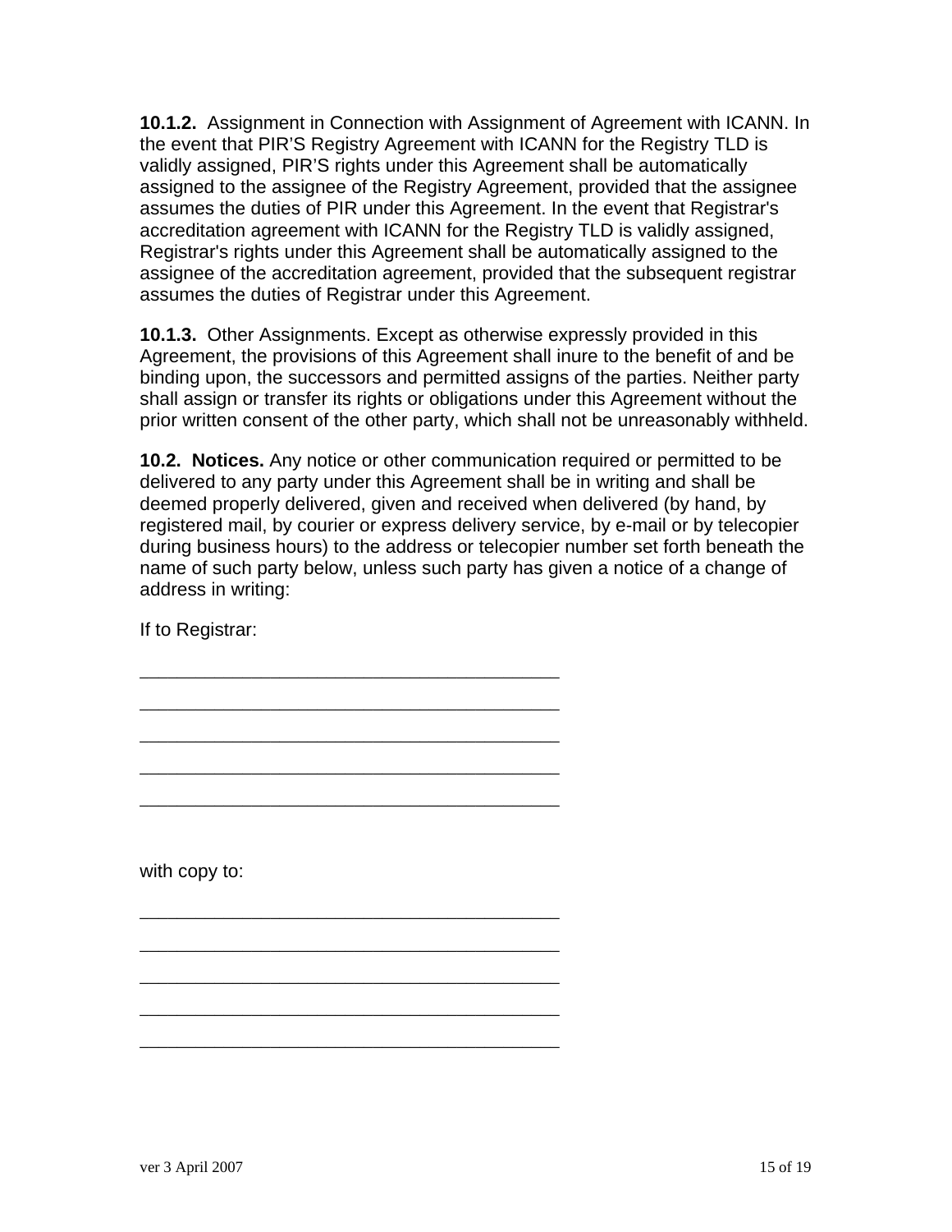**10.1.2.** Assignment in Connection with Assignment of Agreement with ICANN. In the event that PIR'S Registry Agreement with ICANN for the Registry TLD is validly assigned, PIR'S rights under this Agreement shall be automatically assigned to the assignee of the Registry Agreement, provided that the assignee assumes the duties of PIR under this Agreement. In the event that Registrar's accreditation agreement with ICANN for the Registry TLD is validly assigned, Registrar's rights under this Agreement shall be automatically assigned to the assignee of the accreditation agreement, provided that the subsequent registrar assumes the duties of Registrar under this Agreement.

**10.1.3.** Other Assignments. Except as otherwise expressly provided in this Agreement, the provisions of this Agreement shall inure to the benefit of and be binding upon, the successors and permitted assigns of the parties. Neither party shall assign or transfer its rights or obligations under this Agreement without the prior written consent of the other party, which shall not be unreasonably withheld.

**10.2. Notices.** Any notice or other communication required or permitted to be delivered to any party under this Agreement shall be in writing and shall be deemed properly delivered, given and received when delivered (by hand, by registered mail, by courier or express delivery service, by e-mail or by telecopier during business hours) to the address or telecopier number set forth beneath the name of such party below, unless such party has given a notice of a change of address in writing:

If to Registrar:

___________________________________________

___________________________________________

___________________________________________

___________________________________________

___________________________________________

with copy to:

___________________________________________

___________________________________________

___________________________________________

___________________________________________

___________________________________________

ver 3 April 2007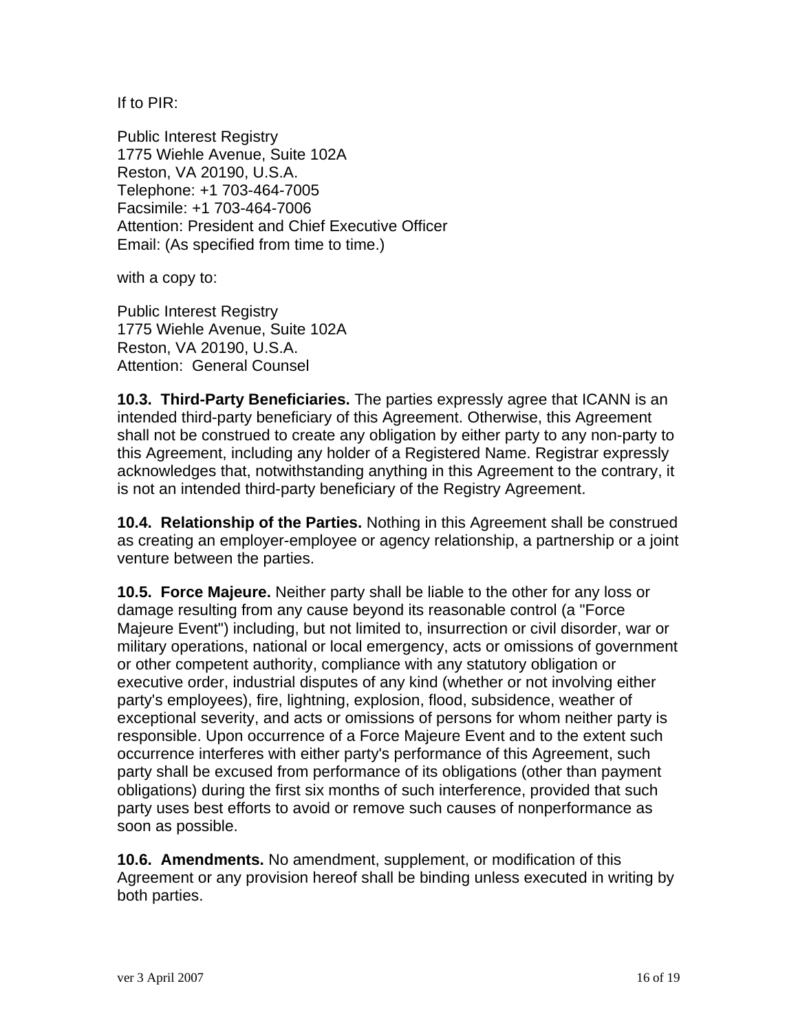If to PIR:

Public Interest Registry
1775 Wiehle Avenue, Suite 102A
Reston, VA 20190, U.S.A.
Telephone: +1 703-464-7005
Facsimile: +1 703-464-7006
Attention: President and Chief Executive Officer
Email: (As specified from time to time.)

with a copy to:

Public Interest Registry
1775 Wiehle Avenue, Suite 102A
Reston, VA 20190, U.S.A.
Attention: General Counsel

**10.3. Third-Party Beneficiaries.** The parties expressly agree that ICANN is an intended third-party beneficiary of this Agreement. Otherwise, this Agreement shall not be construed to create any obligation by either party to any non-party to this Agreement, including any holder of a Registered Name. Registrar expressly acknowledges that, notwithstanding anything in this Agreement to the contrary, it is not an intended third-party beneficiary of the Registry Agreement.

**10.4. Relationship of the Parties.** Nothing in this Agreement shall be construed as creating an employer-employee or agency relationship, a partnership or a joint venture between the parties.

**10.5. Force Majeure.** Neither party shall be liable to the other for any loss or damage resulting from any cause beyond its reasonable control (a "Force Majeure Event") including, but not limited to, insurrection or civil disorder, war or military operations, national or local emergency, acts or omissions of government or other competent authority, compliance with any statutory obligation or executive order, industrial disputes of any kind (whether or not involving either party's employees), fire, lightning, explosion, flood, subsidence, weather of exceptional severity, and acts or omissions of persons for whom neither party is responsible. Upon occurrence of a Force Majeure Event and to the extent such occurrence interferes with either party's performance of this Agreement, such party shall be excused from performance of its obligations (other than payment obligations) during the first six months of such interference, provided that such party uses best efforts to avoid or remove such causes of nonperformance as soon as possible.

**10.6. Amendments.** No amendment, supplement, or modification of this Agreement or any provision hereof shall be binding unless executed in writing by both parties.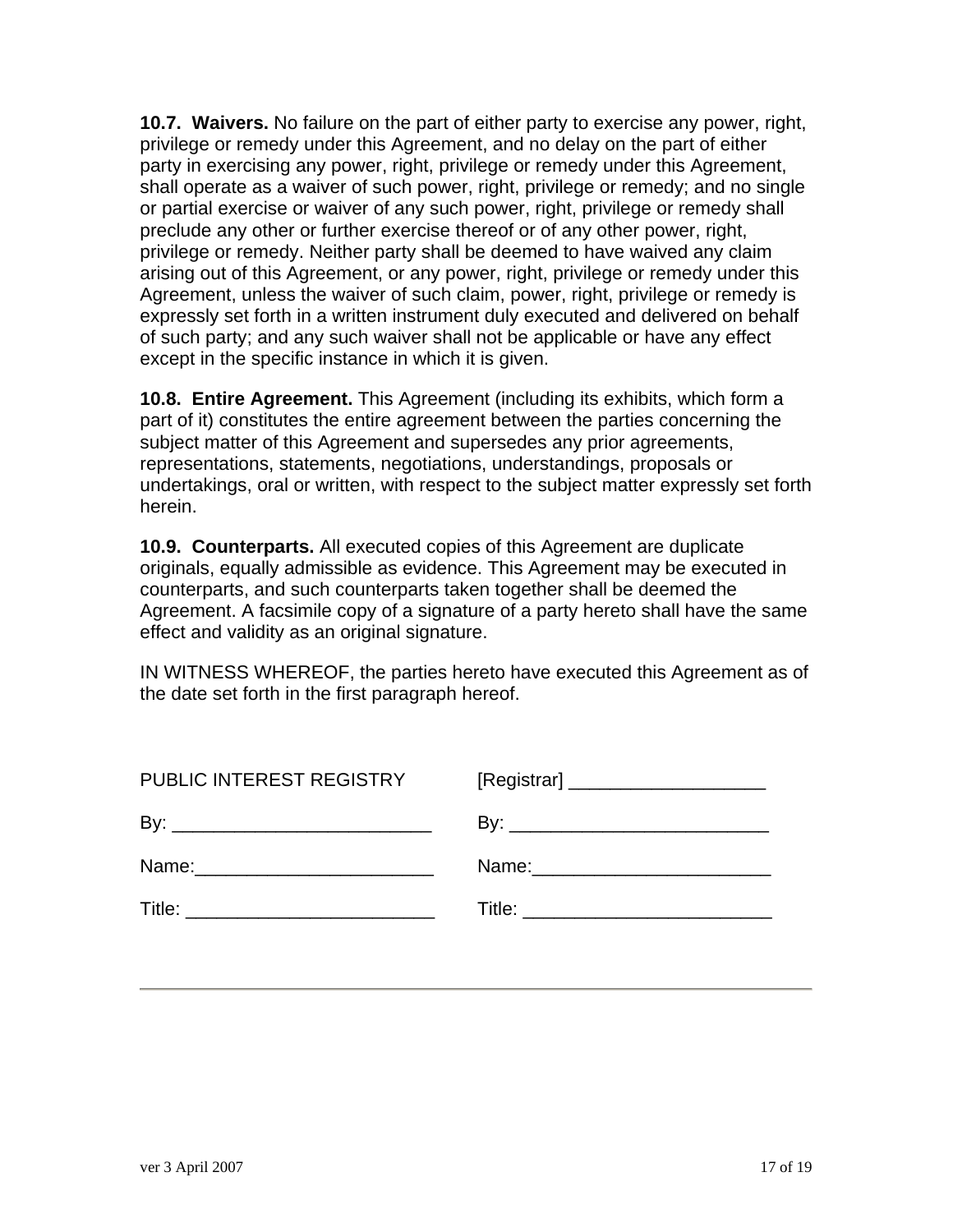**10.7. Waivers.** No failure on the part of either party to exercise any power, right, privilege or remedy under this Agreement, and no delay on the part of either party in exercising any power, right, privilege or remedy under this Agreement, shall operate as a waiver of such power, right, privilege or remedy; and no single or partial exercise or waiver of any such power, right, privilege or remedy shall preclude any other or further exercise thereof or of any other power, right, privilege or remedy. Neither party shall be deemed to have waived any claim arising out of this Agreement, or any power, right, privilege or remedy under this Agreement, unless the waiver of such claim, power, right, privilege or remedy is expressly set forth in a written instrument duly executed and delivered on behalf of such party; and any such waiver shall not be applicable or have any effect except in the specific instance in which it is given.

**10.8. Entire Agreement.** This Agreement (including its exhibits, which form a part of it) constitutes the entire agreement between the parties concerning the subject matter of this Agreement and supersedes any prior agreements, representations, statements, negotiations, understandings, proposals or undertakings, oral or written, with respect to the subject matter expressly set forth herein.

**10.9. Counterparts.** All executed copies of this Agreement are duplicate originals, equally admissible as evidence. This Agreement may be executed in counterparts, and such counterparts taken together shall be deemed the Agreement. A facsimile copy of a signature of a party hereto shall have the same effect and validity as an original signature.

IN WITNESS WHEREOF, the parties hereto have executed this Agreement as of the date set forth in the first paragraph hereof.

| PUBLIC INTEREST REGISTRY | [Registrar] ___________________ |
|---|---|
| By: _________________________ | By: _________________________ |
| Name:_______________________ | Name:_______________________ |
| Title: ________________________ | Title: ________________________ |

ver 3 April 2007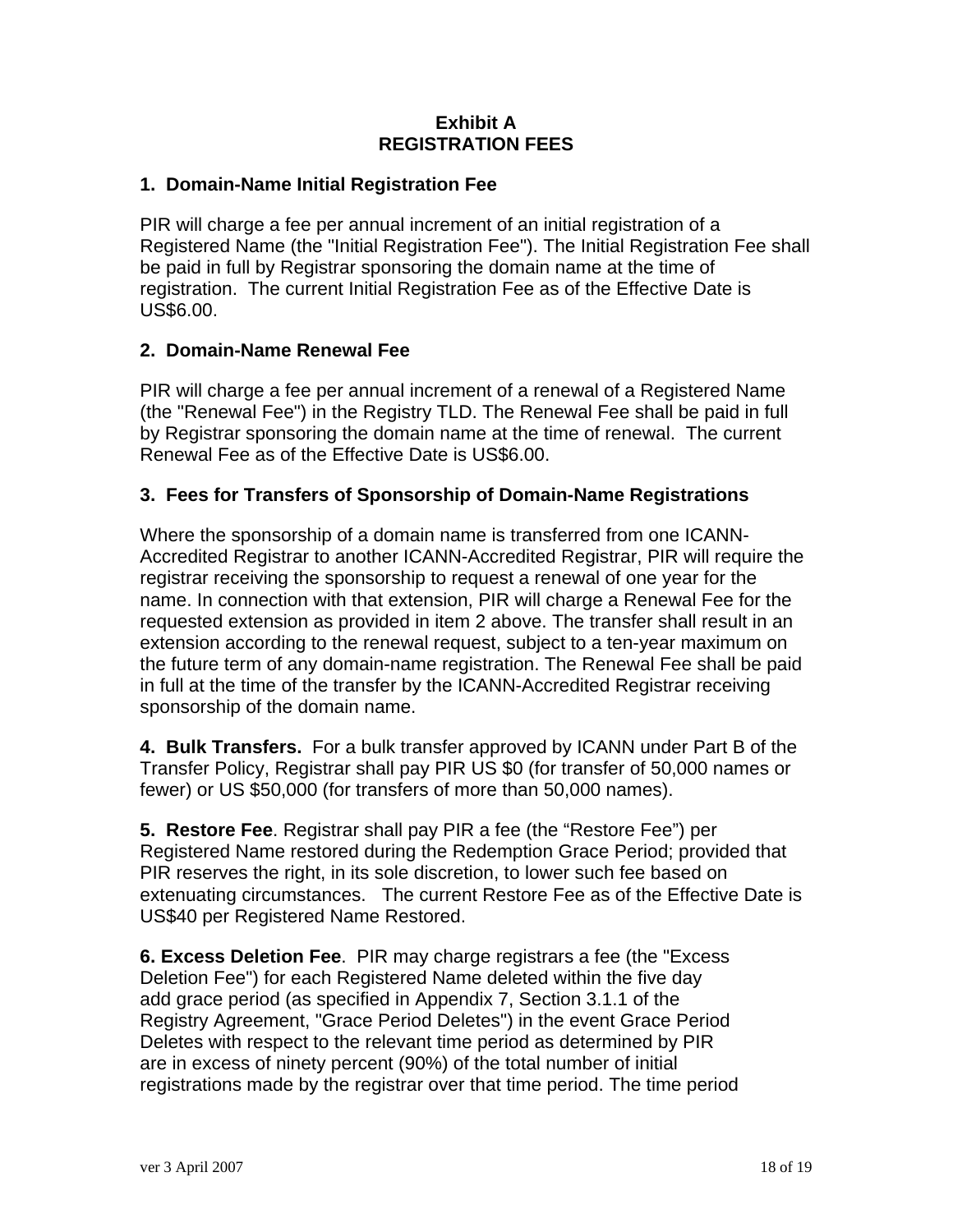**Exhibit A**
**REGISTRATION FEES**

### 1. Domain-Name Initial Registration Fee

PIR will charge a fee per annual increment of an initial registration of a Registered Name (the "Initial Registration Fee"). The Initial Registration Fee shall be paid in full by Registrar sponsoring the domain name at the time of registration. The current Initial Registration Fee as of the Effective Date is US$6.00.

### 2. Domain-Name Renewal Fee

PIR will charge a fee per annual increment of a renewal of a Registered Name (the "Renewal Fee") in the Registry TLD. The Renewal Fee shall be paid in full by Registrar sponsoring the domain name at the time of renewal. The current Renewal Fee as of the Effective Date is US$6.00.

### 3. Fees for Transfers of Sponsorship of Domain-Name Registrations

Where the sponsorship of a domain name is transferred from one ICANN-Accredited Registrar to another ICANN-Accredited Registrar, PIR will require the registrar receiving the sponsorship to request a renewal of one year for the name. In connection with that extension, PIR will charge a Renewal Fee for the requested extension as provided in item 2 above. The transfer shall result in an extension according to the renewal request, subject to a ten-year maximum on the future term of any domain-name registration. The Renewal Fee shall be paid in full at the time of the transfer by the ICANN-Accredited Registrar receiving sponsorship of the domain name.

**4. Bulk Transfers.** For a bulk transfer approved by ICANN under Part B of the Transfer Policy, Registrar shall pay PIR US $0 (for transfer of 50,000 names or fewer) or US $50,000 (for transfers of more than 50,000 names).

**5. Restore Fee**. Registrar shall pay PIR a fee (the "Restore Fee") per Registered Name restored during the Redemption Grace Period; provided that PIR reserves the right, in its sole discretion, to lower such fee based on extenuating circumstances. The current Restore Fee as of the Effective Date is US$40 per Registered Name Restored.

**6. Excess Deletion Fee**. PIR may charge registrars a fee (the "Excess Deletion Fee") for each Registered Name deleted within the five day add grace period (as specified in Appendix 7, Section 3.1.1 of the Registry Agreement, "Grace Period Deletes") in the event Grace Period Deletes with respect to the relevant time period as determined by PIR are in excess of ninety percent (90%) of the total number of initial registrations made by the registrar over that time period. The time period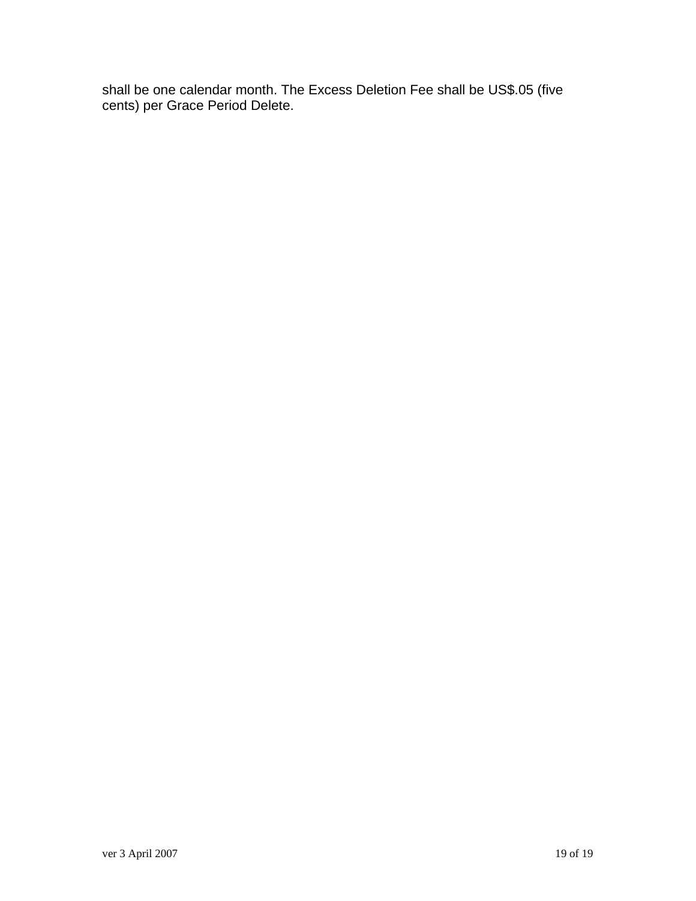shall be one calendar month. The Excess Deletion Fee shall be US$.05 (five cents) per Grace Period Delete.